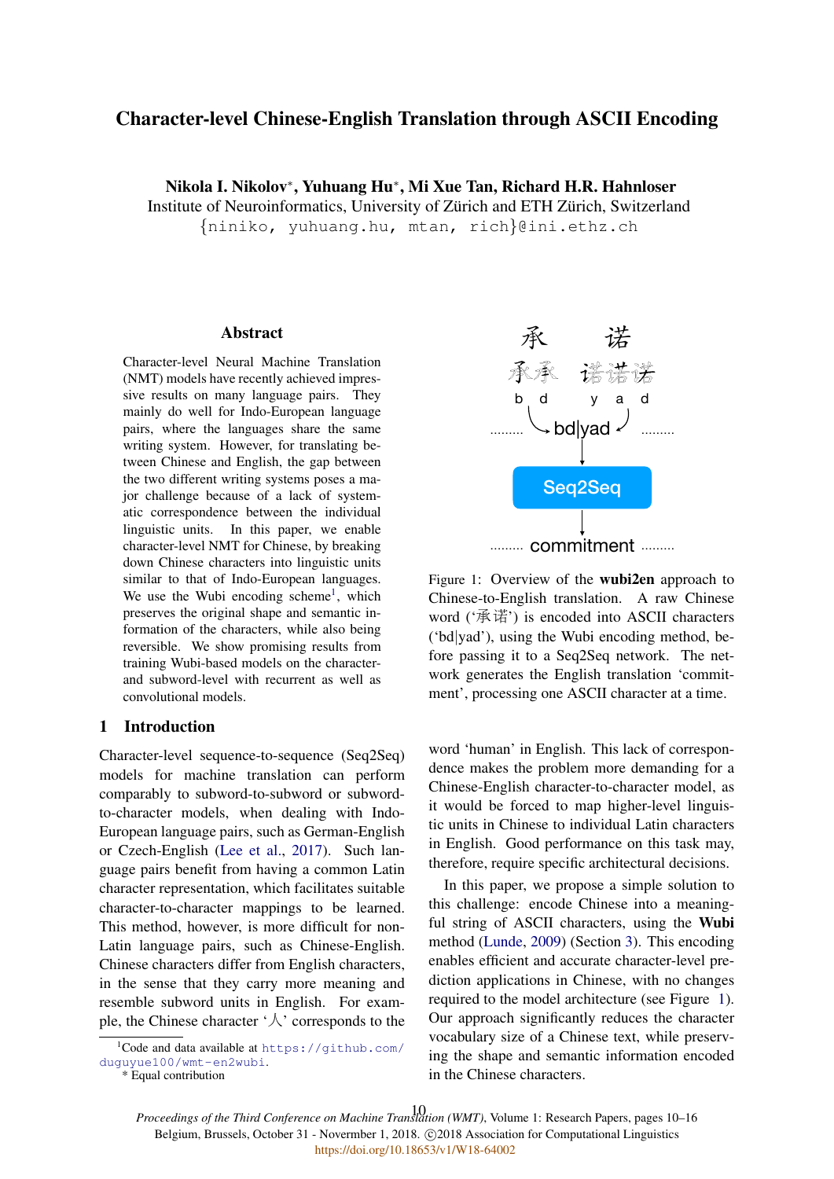# Character-level Chinese-English Translation through ASCII Encoding

**Nikola I. Nikolov***, **Yuhuang Hu***, **Mi Xue Tan**, **Richard H.R. Hahnloser**
Institute of Neuroinformatics, University of Zürich and ETH Zürich, Switzerland
`{niniko, yuhuang.hu, mtan, rich}@ini.ethz.ch`

## Abstract

Character-level Neural Machine Translation (NMT) models have recently achieved impressive results on many language pairs. They mainly do well for Indo-European language pairs, where the languages share the same writing system. However, for translating between Chinese and English, the gap between the two different writing systems poses a major challenge because of a lack of systematic correspondence between the individual linguistic units. In this paper, we enable character-level NMT for Chinese, by breaking down Chinese characters into linguistic units similar to that of Indo-European languages. We use the Wubi encoding scheme[1], which preserves the original shape and semantic information of the characters, while also being reversible. We show promising results from training Wubi-based models on the character- and subword-level with recurrent as well as convolutional models.

Figure 1: Overview of the **wubi2en** approach to Chinese-to-English translation. A raw Chinese word ('承诺') is encoded into ASCII characters ('bd|yad'), using the Wubi encoding method, before passing it to a Seq2Seq network. The network generates the English translation 'commitment', processing one ASCII character at a time.

## 1 Introduction

Character-level sequence-to-sequence (Seq2Seq) models for machine translation can perform comparably to subword-to-subword or subword-to-character models, when dealing with Indo-European language pairs, such as German-English or Czech-English (Lee et al., 2017). Such language pairs benefit from having a common Latin character representation, which facilitates suitable character-to-character mappings to be learned. This method, however, is more difficult for non-Latin language pairs, such as Chinese-English. Chinese characters differ from English characters, in the sense that they carry more meaning and resemble subword units in English. For example, the Chinese character '人' corresponds to the word 'human' in English. This lack of correspondence makes the problem more demanding for a Chinese-English character-to-character model, as it would be forced to map higher-level linguistic units in Chinese to individual Latin characters in English. Good performance on this task may, therefore, require specific architectural decisions.

In this paper, we propose a simple solution to this challenge: encode Chinese into a meaningful string of ASCII characters, using the **Wubi** method (Lunde, 2009) (Section 3). This encoding enables efficient and accurate character-level prediction applications in Chinese, with no changes required to the model architecture (see Figure 1). Our approach significantly reduces the character vocabulary size of a Chinese text, while preserving the shape and semantic information encoded in the Chinese characters.

[1]Code and data available at https://github.com/duguyue100/wmt-en2wubi.

\* Equal contribution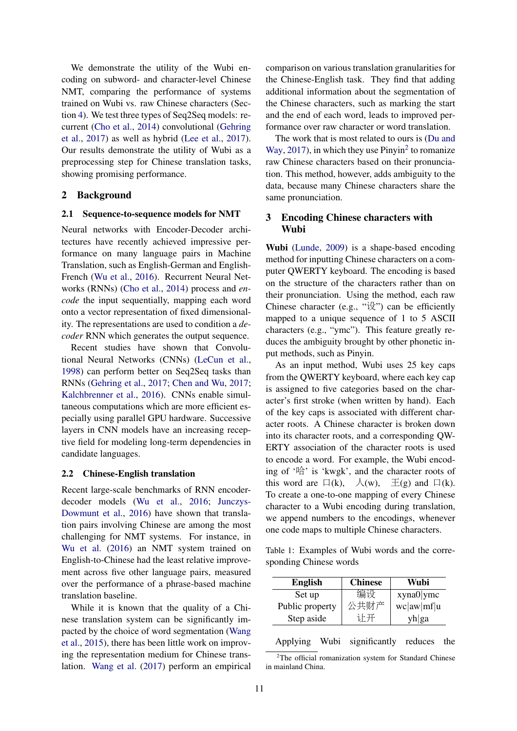We demonstrate the utility of the Wubi encoding on subword- and character-level Chinese NMT, comparing the performance of systems trained on Wubi vs. raw Chinese characters (Section 4). We test three types of Seq2Seq models: recurrent (Cho et al., 2014) convolutional (Gehring et al., 2017) as well as hybrid (Lee et al., 2017). Our results demonstrate the utility of Wubi as a preprocessing step for Chinese translation tasks, showing promising performance.

## 2 Background

### 2.1 Sequence-to-sequence models for NMT

Neural networks with Encoder-Decoder architectures have recently achieved impressive performance on many language pairs in Machine Translation, such as English-German and English-French (Wu et al., 2016). Recurrent Neural Networks (RNNs) (Cho et al., 2014) process and *encode* the input sequentially, mapping each word onto a vector representation of fixed dimensionality. The representations are used to condition a *decoder* RNN which generates the output sequence.

Recent studies have shown that Convolutional Neural Networks (CNNs) (LeCun et al., 1998) can perform better on Seq2Seq tasks than RNNs (Gehring et al., 2017; Chen and Wu, 2017; Kalchbrenner et al., 2016). CNNs enable simultaneous computations which are more efficient especially using parallel GPU hardware. Successive layers in CNN models have an increasing receptive field for modeling long-term dependencies in candidate languages.

### 2.2 Chinese-English translation

Recent large-scale benchmarks of RNN encoder-decoder models (Wu et al., 2016; Junczys-Dowmunt et al., 2016) have shown that translation pairs involving Chinese are among the most challenging for NMT systems. For instance, in Wu et al. (2016) an NMT system trained on English-to-Chinese had the least relative improvement across five other language pairs, measured over the performance of a phrase-based machine translation baseline.

While it is known that the quality of a Chinese translation system can be significantly impacted by the choice of word segmentation (Wang et al., 2015), there has been little work on improving the representation medium for Chinese translation. Wang et al. (2017) perform an empirical comparison on various translation granularities for the Chinese-English task. They find that adding additional information about the segmentation of the Chinese characters, such as marking the start and the end of each word, leads to improved performance over raw character or word translation.

The work that is most related to ours is (Du and Way, 2017), in which they use Pinyin[2] to romanize raw Chinese characters based on their pronunciation. This method, however, adds ambiguity to the data, because many Chinese characters share the same pronunciation.

## 3 Encoding Chinese characters with Wubi

**Wubi** (Lunde, 2009) is a shape-based encoding method for inputting Chinese characters on a computer QWERTY keyboard. The encoding is based on the structure of the characters rather than on their pronunciation. Using the method, each raw Chinese character (e.g., "设") can be efficiently mapped to a unique sequence of 1 to 5 ASCII characters (e.g., "ymc"). This feature greatly reduces the ambiguity brought by other phonetic input methods, such as Pinyin.

As an input method, Wubi uses 25 key caps from the QWERTY keyboard, where each key cap is assigned to five categories based on the character's first stroke (when written by hand). Each of the key caps is associated with different character roots. A Chinese character is broken down into its character roots, and a corresponding QWERTY association of the character roots is used to encode a word. For example, the Wubi encoding of '哈' is 'kwgk', and the character roots of this word are 口(k), 人(w), 王(g) and 口(k). To create a one-to-one mapping of every Chinese character to a Wubi encoding during translation, we append numbers to the encodings, whenever one code maps to multiple Chinese characters.

Table 1: Examples of Wubi words and the corresponding Chinese words

| English | Chinese | Wubi |
|---|---|---|
| Set up | 编设 | xyna0\|ymc |
| Public property | 公共财产 | wc\|aw\|mf\|u |
| Step aside | 让开 | yh\|ga |

Applying Wubi significantly reduces the

[2]The official romanization system for Standard Chinese in mainland China.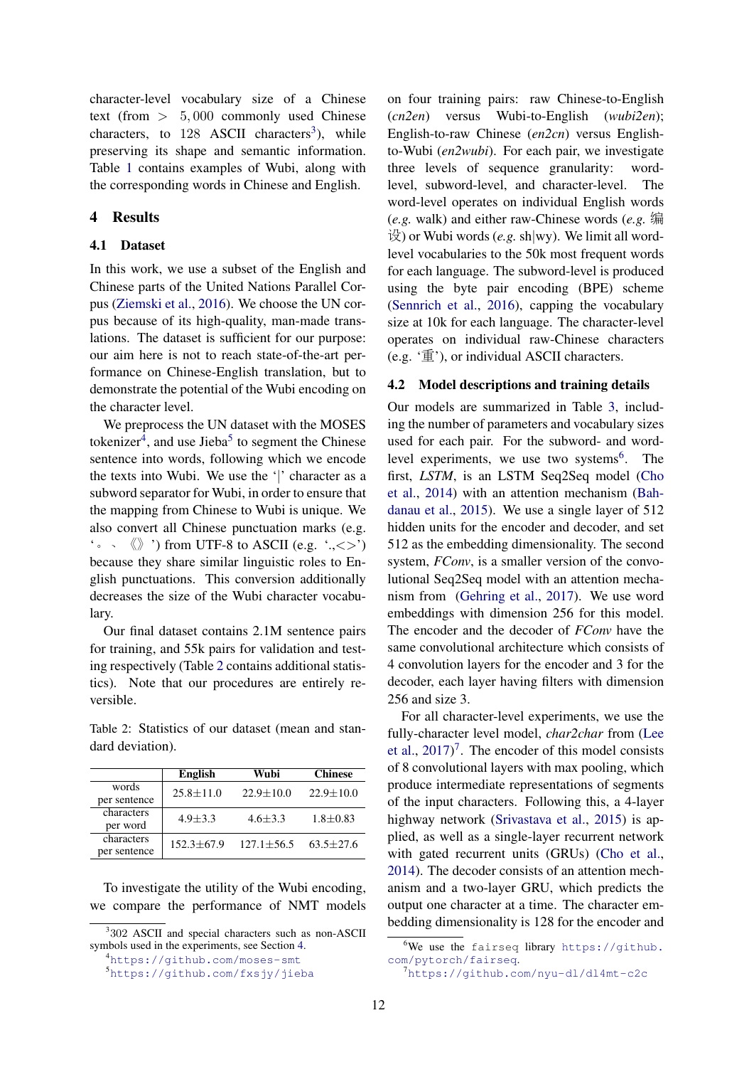character-level vocabulary size of a Chinese text (from $> 5,000$ commonly used Chinese characters, to 128 ASCII characters[3]), while preserving its shape and semantic information. Table 1 contains examples of Wubi, along with the corresponding words in Chinese and English.

## 4 Results

### 4.1 Dataset

In this work, we use a subset of the English and Chinese parts of the United Nations Parallel Corpus (Ziemski et al., 2016). We choose the UN corpus because of its high-quality, man-made translations. The dataset is sufficient for our purpose: our aim here is not to reach state-of-the-art performance on Chinese-English translation, but to demonstrate the potential of the Wubi encoding on the character level.

We preprocess the UN dataset with the MOSES tokenizer[4], and use Jieba[5] to segment the Chinese sentence into words, following which we encode the texts into Wubi. We use the '|' character as a subword separator for Wubi, in order to ensure that the mapping from Chinese to Wubi is unique. We also convert all Chinese punctuation marks (e.g. '。、《》') from UTF-8 to ASCII (e.g. '.,<>') because they share similar linguistic roles to English punctuations. This conversion additionally decreases the size of the Wubi character vocabulary.

Our final dataset contains 2.1M sentence pairs for training, and 55k pairs for validation and testing respectively (Table 2 contains additional statistics). Note that our procedures are entirely reversible.

Table 2: Statistics of our dataset (mean and standard deviation).

| | English | Wubi | Chinese |
|---|---|---|---|
| words per sentence | 25.8±11.0 | 22.9±10.0 | 22.9±10.0 |
| characters per word | 4.9±3.3 | 4.6±3.3 | 1.8±0.83 |
| characters per sentence | 152.3±67.9 | 127.1±56.5 | 63.5±27.6 |

To investigate the utility of the Wubi encoding, we compare the performance of NMT models on four training pairs: raw Chinese-to-English (*cn2en*) versus Wubi-to-English (*wubi2en*); English-to-raw Chinese (*en2cn*) versus English-to-Wubi (*en2wubi*). For each pair, we investigate three levels of sequence granularity: word-level, subword-level, and character-level. The word-level operates on individual English words (*e.g.* walk) and either raw-Chinese words (*e.g.* 编设) or Wubi words (*e.g.* sh|wy). We limit all word-level vocabularies to the 50k most frequent words for each language. The subword-level is produced using the byte pair encoding (BPE) scheme (Sennrich et al., 2016), capping the vocabulary size at 10k for each language. The character-level operates on individual raw-Chinese characters (e.g. '重'), or individual ASCII characters.

### 4.2 Model descriptions and training details

Our models are summarized in Table 3, including the number of parameters and vocabulary sizes used for each pair. For the subword- and word-level experiments, we use two systems[6]. The first, *LSTM*, is an LSTM Seq2Seq model (Cho et al., 2014) with an attention mechanism (Bahdanau et al., 2015). We use a single layer of 512 hidden units for the encoder and decoder, and set 512 as the embedding dimensionality. The second system, *FConv*, is a smaller version of the convolutional Seq2Seq model with an attention mechanism from (Gehring et al., 2017). We use word embeddings with dimension 256 for this model. The encoder and the decoder of *FConv* have the same convolutional architecture which consists of 4 convolution layers for the encoder and 3 for the decoder, each layer having filters with dimension 256 and size 3.

For all character-level experiments, we use the fully-character level model, *char2char* from (Lee et al., 2017)[7]. The encoder of this model consists of 8 convolutional layers with max pooling, which produce intermediate representations of segments of the input characters. Following this, a 4-layer highway network (Srivastava et al., 2015) is applied, as well as a single-layer recurrent network with gated recurrent units (GRUs) (Cho et al., 2014). The decoder consists of an attention mechanism and a two-layer GRU, which predicts the output one character at a time. The character embedding dimensionality is 128 for the encoder and

[3] 302 ASCII and special characters such as non-ASCII symbols used in the experiments, see Section 4.

[4] https://github.com/moses-smt

[5] https://github.com/fxsjy/jieba

[6] We use the fairseq library https://github.com/pytorch/fairseq.

[7] https://github.com/nyu-dl/dl4mt-c2c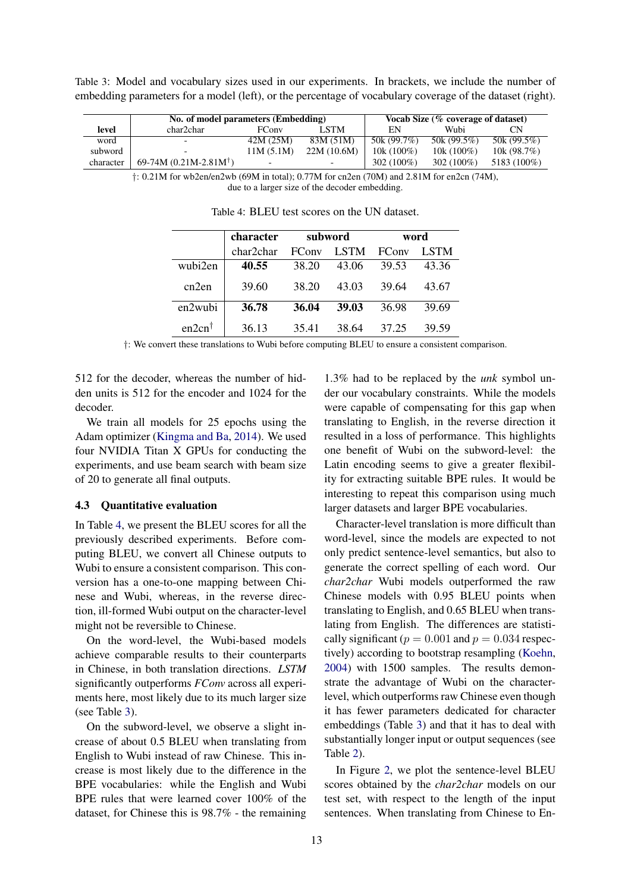Table 3: Model and vocabulary sizes used in our experiments. In brackets, we include the number of embedding parameters for a model (left), or the percentage of vocabulary coverage of the dataset (right).

| level | No. of model parameters (Embedding) | | | Vocab Size (% coverage of dataset) | | |
|---|---|---|---|---|---|---|
| | char2char | FConv | LSTM | EN | Wubi | CN |
| word | - | 42M (25M) | 83M (51M) | 50k (99.7%) | 50k (99.5%) | 50k (99.5%) |
| subword | - | 11M (5.1M) | 22M (10.6M) | 10k (100%) | 10k (100%) | 10k (98.7%) |
| character | 69-74M (0.21M-2.81M†) | - | - | 302 (100%) | 302 (100%) | 5183 (100%) |

†: 0.21M for wb2en/en2wb (69M in total); 0.77M for cn2en (70M) and 2.81M for en2cn (74M), due to a larger size of the decoder embedding.

Table 4: BLEU test scores on the UN dataset.

| | character | subword | | word | |
|---|---|---|---|---|---|
| | char2char | FConv | LSTM | FConv | LSTM |
| wubi2en | **40.55** | 38.20 | 43.06 | 39.53 | 43.36 |
| cn2en | 39.60 | 38.20 | 43.03 | 39.64 | 43.67 |
| en2wubi | **36.78** | **36.04** | **39.03** | 36.98 | 39.69 |
| en2cn† | 36.13 | 35.41 | 38.64 | 37.25 | 39.59 |

†: We convert these translations to Wubi before computing BLEU to ensure a consistent comparison.

512 for the decoder, whereas the number of hidden units is 512 for the encoder and 1024 for the decoder.

We train all models for 25 epochs using the Adam optimizer (Kingma and Ba, 2014). We used four NVIDIA Titan X GPUs for conducting the experiments, and use beam search with beam size of 20 to generate all final outputs.

### 4.3 Quantitative evaluation

In Table 4, we present the BLEU scores for all the previously described experiments. Before computing BLEU, we convert all Chinese outputs to Wubi to ensure a consistent comparison. This conversion has a one-to-one mapping between Chinese and Wubi, whereas, in the reverse direction, ill-formed Wubi output on the character-level might not be reversible to Chinese.

On the word-level, the Wubi-based models achieve comparable results to their counterparts in Chinese, in both translation directions. *LSTM* significantly outperforms *FConv* across all experiments here, most likely due to its much larger size (see Table 3).

On the subword-level, we observe a slight increase of about 0.5 BLEU when translating from English to Wubi instead of raw Chinese. This increase is most likely due to the difference in the BPE vocabularies: while the English and Wubi BPE rules that were learned cover 100% of the dataset, for Chinese this is 98.7% - the remaining 1.3% had to be replaced by the *unk* symbol under our vocabulary constraints. While the models were capable of compensating for this gap when translating to English, in the reverse direction it resulted in a loss of performance. This highlights one benefit of Wubi on the subword-level: the Latin encoding seems to give a greater flexibility for extracting suitable BPE rules. It would be interesting to repeat this comparison using much larger datasets and larger BPE vocabularies.

Character-level translation is more difficult than word-level, since the models are expected to not only predict sentence-level semantics, but also to generate the correct spelling of each word. Our *char2char* Wubi models outperformed the raw Chinese models with 0.95 BLEU points when translating to English, and 0.65 BLEU when translating from English. The differences are statistically significant ($p = 0.001$ and $p = 0.034$ respectively) according to bootstrap resampling (Koehn, 2004) with 1500 samples. The results demonstrate the advantage of Wubi on the character-level, which outperforms raw Chinese even though it has fewer parameters dedicated for character embeddings (Table 3) and that it has to deal with substantially longer input or output sequences (see Table 2).

In Figure 2, we plot the sentence-level BLEU scores obtained by the *char2char* models on our test set, with respect to the length of the input sentences. When translating from Chinese to En-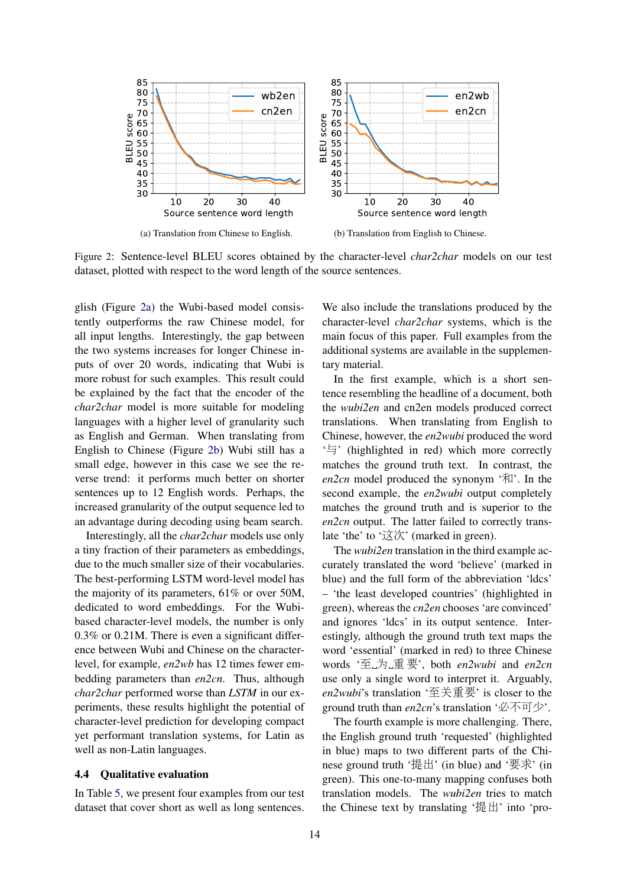(a) Translation from Chinese to English.

(b) Translation from English to Chinese.

Figure 2: Sentence-level BLEU scores obtained by the character-level *char2char* models on our test dataset, plotted with respect to the word length of the source sentences.

glish (Figure 2a) the Wubi-based model consistently outperforms the raw Chinese model, for all input lengths. Interestingly, the gap between the two systems increases for longer Chinese inputs of over 20 words, indicating that Wubi is more robust for such examples. This result could be explained by the fact that the encoder of the *char2char* model is more suitable for modeling languages with a higher level of granularity such as English and German. When translating from English to Chinese (Figure 2b) Wubi still has a small edge, however in this case we see the reverse trend: it performs much better on shorter sentences up to 12 English words. Perhaps, the increased granularity of the output sequence led to an advantage during decoding using beam search.

Interestingly, all the *char2char* models use only a tiny fraction of their parameters as embeddings, due to the much smaller size of their vocabularies. The best-performing LSTM word-level model has the majority of its parameters, 61% or over 50M, dedicated to word embeddings. For the Wubi-based character-level models, the number is only 0.3% or 0.21M. There is even a significant difference between Wubi and Chinese on the character-level, for example, *en2wb* has 12 times fewer embedding parameters than *en2cn*. Thus, although *char2char* performed worse than *LSTM* in our experiments, these results highlight the potential of character-level prediction for developing compact yet performant translation systems, for Latin as well as non-Latin languages.

### 4.4 Qualitative evaluation

In Table 5, we present four examples from our test dataset that cover short as well as long sentences. We also include the translations produced by the character-level *char2char* systems, which is the main focus of this paper. Full examples from the additional systems are available in the supplementary material.

In the first example, which is a short sentence resembling the headline of a document, both the *wubi2en* and cn2en models produced correct translations. When translating from English to Chinese, however, the *en2wubi* produced the word '与' (highlighted in red) which more correctly matches the ground truth text. In contrast, the *en2cn* model produced the synonym '和'. In the second example, the *en2wubi* output completely matches the ground truth and is superior to the *en2cn* output. The latter failed to correctly translate 'the' to '这次' (marked in green).

The *wubi2en* translation in the third example accurately translated the word 'believe' (marked in blue) and the full form of the abbreviation 'ldcs' – 'the least developed countries' (highlighted in green), whereas the *cn2en* chooses 'are convinced' and ignores 'ldcs' in its output sentence. Interestingly, although the ground truth text maps the word 'essential' (marked in red) to three Chinese words '至 为 重要', both *en2wubi* and *en2cn* use only a single word to interpret it. Arguably, *en2wubi*'s translation '至关重要' is closer to the ground truth than *en2cn*'s translation '必不可少'.

The fourth example is more challenging. There, the English ground truth 'requested' (highlighted in blue) maps to two different parts of the Chinese ground truth '提出' (in blue) and '要求' (in green). This one-to-many mapping confuses both translation models. The *wubi2en* tries to match the Chinese text by translating '提出' into 'pro-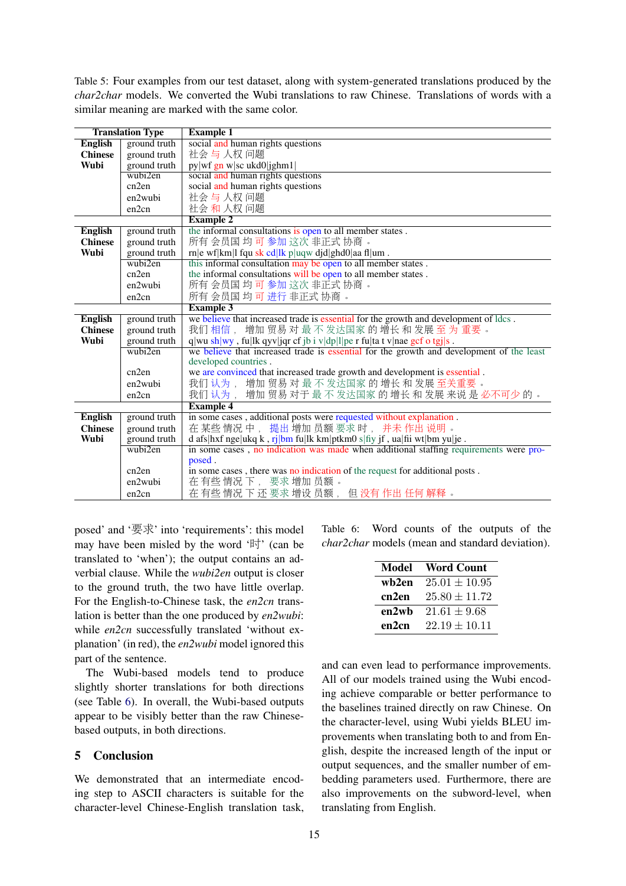Table 5: Four examples from our test dataset, along with system-generated translations produced by the *char2char* models. We converted the Wubi translations to raw Chinese. Translations of words with a similar meaning are marked with the same color.

| Translation Type | | Example 1 |
|---|---|---|
| English | ground truth | social and human rights questions |
| Chinese | ground truth | 社会 与 人权 问题 |
| Wubi | ground truth | py\|wf gn w\|sc ukd0\|jghm1\| |
| | wubi2en | social and human rights questions |
| | cn2en | social and human rights questions |
| | en2wubi | 社会 与 人权 问题 |
| | en2cn | 社会 和 人权 问题 |
| | | **Example 2** |
| English | ground truth | the informal consultations is open to all member states . |
| Chinese | ground truth | 所有 会员国 均 可 参加 这次 非正式 协商 。 |
| Wubi | ground truth | rn\|e wf\|km\|l fqu sk cd\|lk p\|uqw djd\|ghd0\|aa fl\|um . |
| | wubi2en | this informal consultation may be open to all member states . |
| | cn2en | the informal consultations will be open to all member states . |
| | en2wubi | 所有 会员国 均 可 参加 这次 非正式 协商 。 |
| | en2cn | 所有 会员国 均 可 进行 非正式 协商 。 |
| | | **Example 3** |
| English | ground truth | we believe that increased trade is essential for the growth and development of ldcs . |
| Chinese | ground truth | 我们 相信 ， 增加 贸易 对 最 不 发达国家 的 增长 和 发展 至 为 重要 。 |
| Wubi | ground truth | q\|wu sh\|wy , fu\|lk qyv\|jqr cf jb i v\|dp\|l\|pe r fu\|ta t v\|nae gcf o tgj\|s . |
| | wubi2en | we believe that increased trade is essential for the growth and development of the least developed countries . |
| | cn2en | we are convinced that increased trade growth and development is essential . |
| | en2wubi | 我们 认为 ， 增加 贸易 对 最 不 发达国家 的 增长 和 发展 至关重要 。 |
| | en2cn | 我们 认为 ， 增加 贸易 对于 最 不 发达国家 的 增长 和 发展 来说 是 必不可少 的 。 |
| | | **Example 4** |
| English | ground truth | in some cases , additional posts were requested without explanation . |
| Chinese | ground truth | 在 某些 情况 中 ， 提出 增加 员额 要求 时 ， 并未 作出 说明 。 |
| Wubi | ground truth | d afs\|hxf nge\|ukq k , rj\|bm fu\|lk km\|ptkm0 s\|fiy jf , ua\|fii wt\|bm yu\|je . |
| | wubi2en | in some cases , no indication was made when additional staffing requirements were proposed . |
| | cn2en | in some cases , there was no indication of the request for additional posts . |
| | en2wubi | 在 有些 情况 下 ， 要求 增加 员额 。 |
| | en2cn | 在 有些 情况 下 还 要求 增设 员额 ， 但 没有 作出 任何 解释 。 |

posed' and '要求' into 'requirements': this model may have been misled by the word '时' (can be translated to 'when'); the output contains an adverbial clause. While the *wubi2en* output is closer to the ground truth, the two have little overlap. For the English-to-Chinese task, the *en2cn* translation is better than the one produced by *en2wubi*: while *en2cn* successfully translated 'without explanation' (in red), the *en2wubi* model ignored this part of the sentence.

The Wubi-based models tend to produce slightly shorter translations for both directions (see Table 6). In overall, the Wubi-based outputs appear to be visibly better than the raw Chinese-based outputs, in both directions.

## 5 Conclusion

We demonstrated that an intermediate encoding step to ASCII characters is suitable for the character-level Chinese-English translation task, and can even lead to performance improvements. All of our models trained using the Wubi encoding achieve comparable or better performance to the baselines trained directly on raw Chinese. On the character-level, using Wubi yields BLEU improvements when translating both to and from English, despite the increased length of the input or output sequences, and the smaller number of embedding parameters used. Furthermore, there are also improvements on the subword-level, when translating from English.

Table 6: Word counts of the outputs of the *char2char* models (mean and standard deviation).

| Model | Word Count |
|---|---|
| **wb2en** | $25.01 \pm 10.95$ |
| **cn2en** | $25.80 \pm 11.72$ |
| **en2wb** | $21.61 \pm 9.68$ |
| **en2cn** | $22.19 \pm 10.11$ |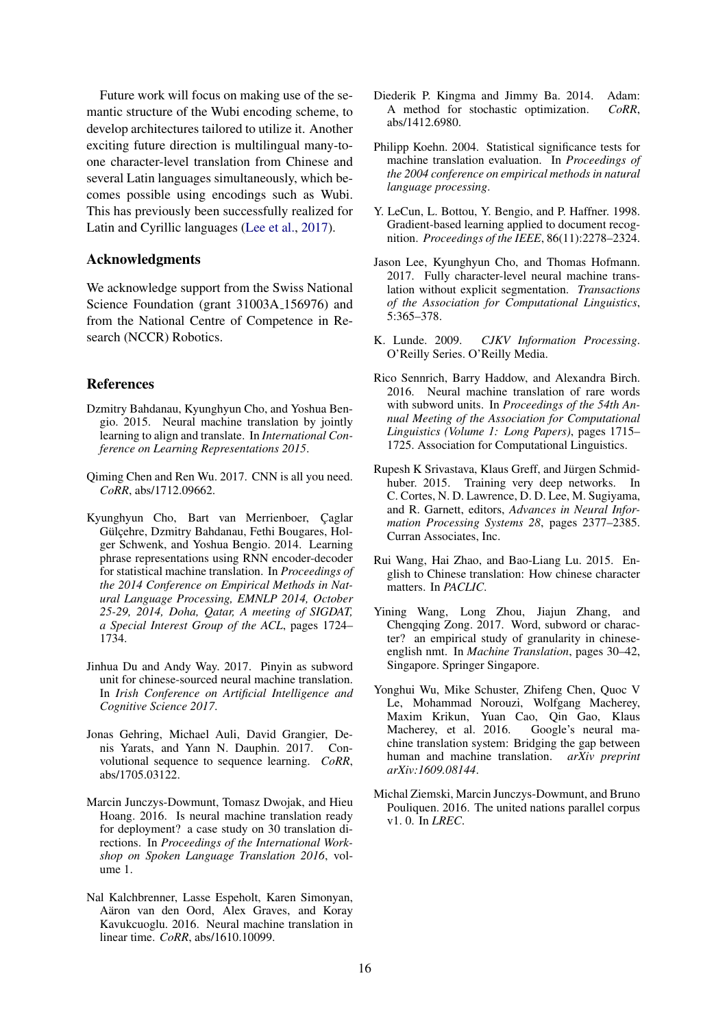Future work will focus on making use of the semantic structure of the Wubi encoding scheme, to develop architectures tailored to utilize it. Another exciting future direction is multilingual many-to-one character-level translation from Chinese and several Latin languages simultaneously, which becomes possible using encodings such as Wubi. This has previously been successfully realized for Latin and Cyrillic languages (Lee et al., 2017).

## Acknowledgments

We acknowledge support from the Swiss National Science Foundation (grant 31003A_156976) and from the National Centre of Competence in Research (NCCR) Robotics.

## References

Dzmitry Bahdanau, Kyunghyun Cho, and Yoshua Bengio. 2015. Neural machine translation by jointly learning to align and translate. In *International Conference on Learning Representations 2015*.

Qiming Chen and Ren Wu. 2017. CNN is all you need. *CoRR*, abs/1712.09662.

Kyunghyun Cho, Bart van Merrienboer, Çaglar Gülçehre, Dzmitry Bahdanau, Fethi Bougares, Holger Schwenk, and Yoshua Bengio. 2014. Learning phrase representations using RNN encoder-decoder for statistical machine translation. In *Proceedings of the 2014 Conference on Empirical Methods in Natural Language Processing, EMNLP 2014, October 25-29, 2014, Doha, Qatar, A meeting of SIGDAT, a Special Interest Group of the ACL*, pages 1724–1734.

Jinhua Du and Andy Way. 2017. Pinyin as subword unit for chinese-sourced neural machine translation. In *Irish Conference on Artificial Intelligence and Cognitive Science 2017*.

Jonas Gehring, Michael Auli, David Grangier, Denis Yarats, and Yann N. Dauphin. 2017. Convolutional sequence to sequence learning. *CoRR*, abs/1705.03122.

Marcin Junczys-Dowmunt, Tomasz Dwojak, and Hieu Hoang. 2016. Is neural machine translation ready for deployment? a case study on 30 translation directions. In *Proceedings of the International Workshop on Spoken Language Translation 2016*, volume 1.

Nal Kalchbrenner, Lasse Espeholt, Karen Simonyan, Aäron van den Oord, Alex Graves, and Koray Kavukcuoglu. 2016. Neural machine translation in linear time. *CoRR*, abs/1610.10099.

Diederik P. Kingma and Jimmy Ba. 2014. Adam: A method for stochastic optimization. *CoRR*, abs/1412.6980.

Philipp Koehn. 2004. Statistical significance tests for machine translation evaluation. In *Proceedings of the 2004 conference on empirical methods in natural language processing*.

Y. LeCun, L. Bottou, Y. Bengio, and P. Haffner. 1998. Gradient-based learning applied to document recognition. *Proceedings of the IEEE*, 86(11):2278–2324.

Jason Lee, Kyunghyun Cho, and Thomas Hofmann. 2017. Fully character-level neural machine translation without explicit segmentation. *Transactions of the Association for Computational Linguistics*, 5:365–378.

K. Lunde. 2009. *CJKV Information Processing*. O'Reilly Series. O'Reilly Media.

Rico Sennrich, Barry Haddow, and Alexandra Birch. 2016. Neural machine translation of rare words with subword units. In *Proceedings of the 54th Annual Meeting of the Association for Computational Linguistics (Volume 1: Long Papers)*, pages 1715–1725. Association for Computational Linguistics.

Rupesh K Srivastava, Klaus Greff, and Jürgen Schmidhuber. 2015. Training very deep networks. In C. Cortes, N. D. Lawrence, D. D. Lee, M. Sugiyama, and R. Garnett, editors, *Advances in Neural Information Processing Systems 28*, pages 2377–2385. Curran Associates, Inc.

Rui Wang, Hai Zhao, and Bao-Liang Lu. 2015. English to Chinese translation: How chinese character matters. In *PACLIC*.

Yining Wang, Long Zhou, Jiajun Zhang, and Chengqing Zong. 2017. Word, subword or character? an empirical study of granularity in chinese-english nmt. In *Machine Translation*, pages 30–42, Singapore. Springer Singapore.

Yonghui Wu, Mike Schuster, Zhifeng Chen, Quoc V Le, Mohammad Norouzi, Wolfgang Macherey, Maxim Krikun, Yuan Cao, Qin Gao, Klaus Macherey, et al. 2016. Google's neural machine translation system: Bridging the gap between human and machine translation. *arXiv preprint arXiv:1609.08144*.

Michal Ziemski, Marcin Junczys-Dowmunt, and Bruno Pouliquen. 2016. The united nations parallel corpus v1. 0. In *LREC*.